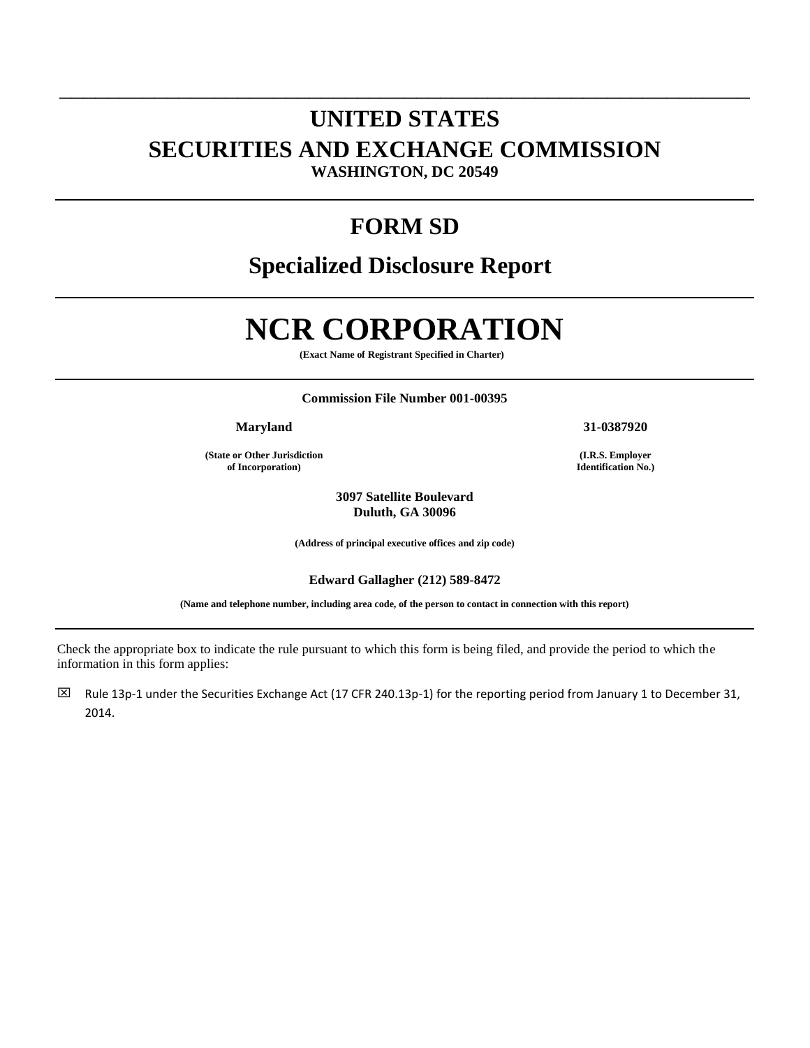# UNITED STATES
# SECURITIES AND EXCHANGE COMMISSION
**WASHINGTON, DC 20549**

## FORM SD

## Specialized Disclosure Report

# NCR CORPORATION

**(Exact Name of Registrant Specified in Charter)**

**Commission File Number 001-00395**

| **Maryland** | **31-0387920** |
|---|---|
| **(State or Other Jurisdiction of Incorporation)** | **(I.R.S. Employer Identification No.)** |

**3097 Satellite Boulevard**
**Duluth, GA 30096**

**(Address of principal executive offices and zip code)**

**Edward Gallagher (212) 589-8472**

**(Name and telephone number, including area code, of the person to contact in connection with this report)**

Check the appropriate box to indicate the rule pursuant to which this form is being filed, and provide the period to which the information in this form applies:

☒ Rule 13p-1 under the Securities Exchange Act (17 CFR 240.13p-1) for the reporting period from January 1 to December 31, 2014.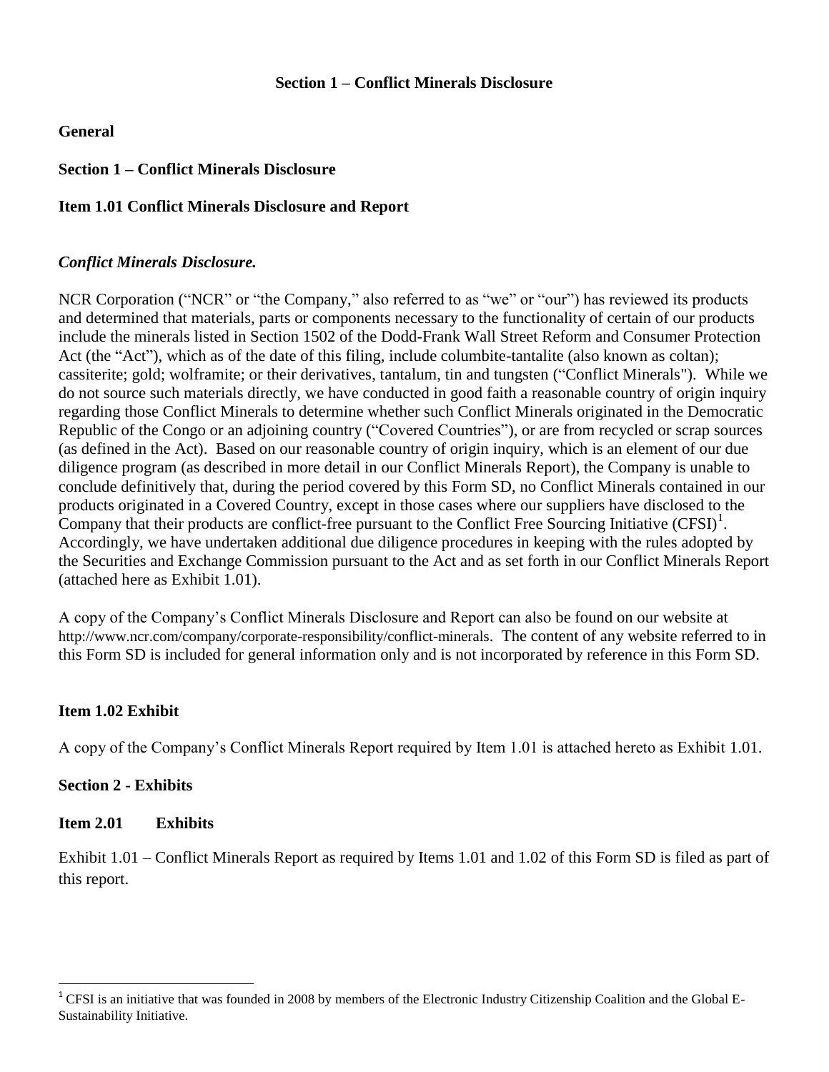## Section 1 – Conflict Minerals Disclosure

**General**

**Section 1 – Conflict Minerals Disclosure**

**Item 1.01 Conflict Minerals Disclosure and Report**

***Conflict Minerals Disclosure.***

NCR Corporation ("NCR" or "the Company," also referred to as "we" or "our") has reviewed its products and determined that materials, parts or components necessary to the functionality of certain of our products include the minerals listed in Section 1502 of the Dodd-Frank Wall Street Reform and Consumer Protection Act (the "Act"), which as of the date of this filing, include columbite-tantalite (also known as coltan); cassiterite; gold; wolframite; or their derivatives, tantalum, tin and tungsten ("Conflict Minerals"). While we do not source such materials directly, we have conducted in good faith a reasonable country of origin inquiry regarding those Conflict Minerals to determine whether such Conflict Minerals originated in the Democratic Republic of the Congo or an adjoining country ("Covered Countries"), or are from recycled or scrap sources (as defined in the Act). Based on our reasonable country of origin inquiry, which is an element of our due diligence program (as described in more detail in our Conflict Minerals Report), the Company is unable to conclude definitively that, during the period covered by this Form SD, no Conflict Minerals contained in our products originated in a Covered Country, except in those cases where our suppliers have disclosed to the Company that their products are conflict-free pursuant to the Conflict Free Sourcing Initiative (CFSI)[1]. Accordingly, we have undertaken additional due diligence procedures in keeping with the rules adopted by the Securities and Exchange Commission pursuant to the Act and as set forth in our Conflict Minerals Report (attached here as Exhibit 1.01).

A copy of the Company's Conflict Minerals Disclosure and Report can also be found on our website at http://www.ncr.com/company/corporate-responsibility/conflict-minerals. The content of any website referred to in this Form SD is included for general information only and is not incorporated by reference in this Form SD.

**Item 1.02 Exhibit**

A copy of the Company's Conflict Minerals Report required by Item 1.01 is attached hereto as Exhibit 1.01.

**Section 2 - Exhibits**

**Item 2.01 Exhibits**

Exhibit 1.01 – Conflict Minerals Report as required by Items 1.01 and 1.02 of this Form SD is filed as part of this report.

---

[1] CFSI is an initiative that was founded in 2008 by members of the Electronic Industry Citizenship Coalition and the Global E-Sustainability Initiative.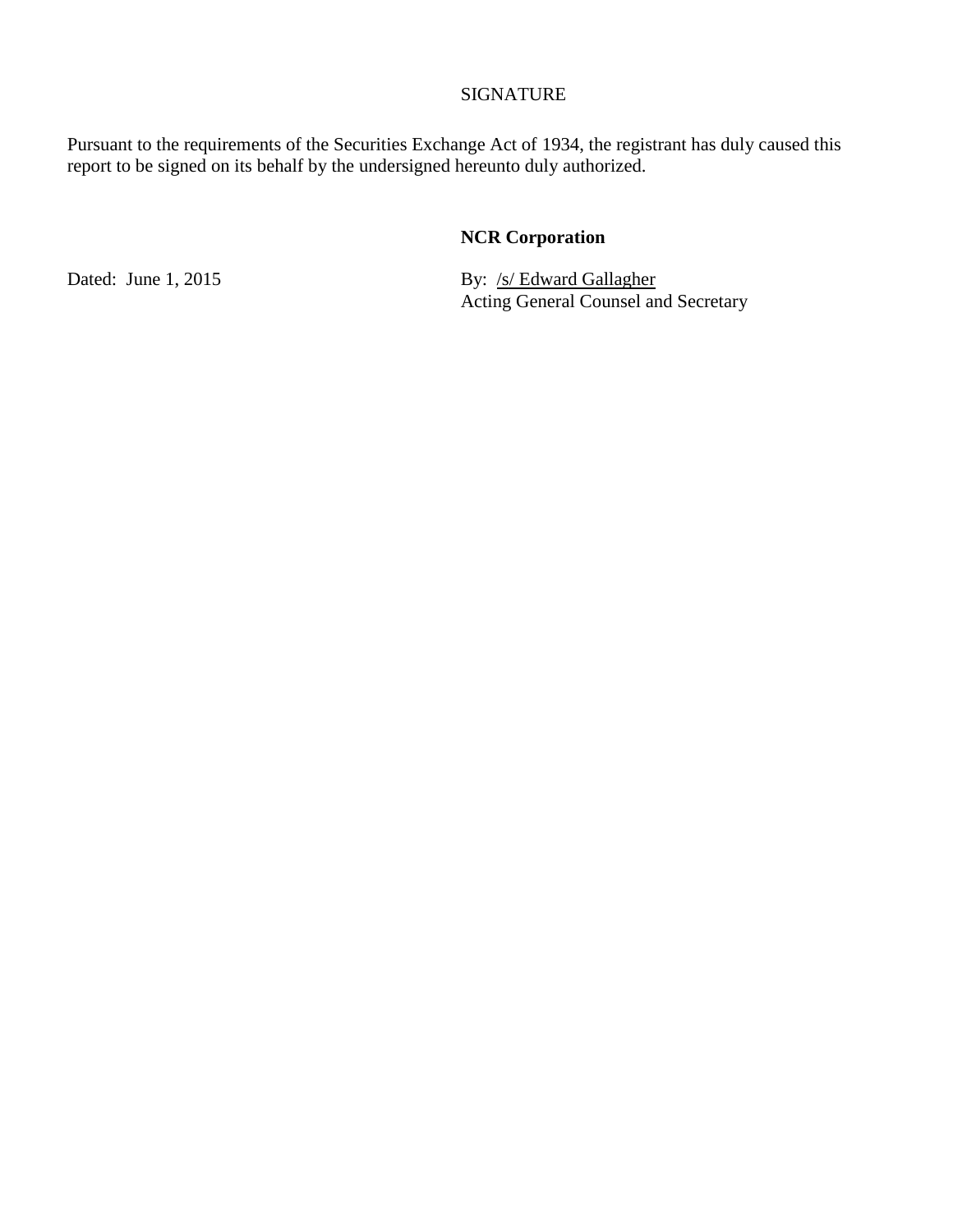SIGNATURE

Pursuant to the requirements of the Securities Exchange Act of 1934, the registrant has duly caused this report to be signed on its behalf by the undersigned hereunto duly authorized.

**NCR Corporation**

Dated: June 1, 2015

By: /s/ Edward Gallagher
Acting General Counsel and Secretary